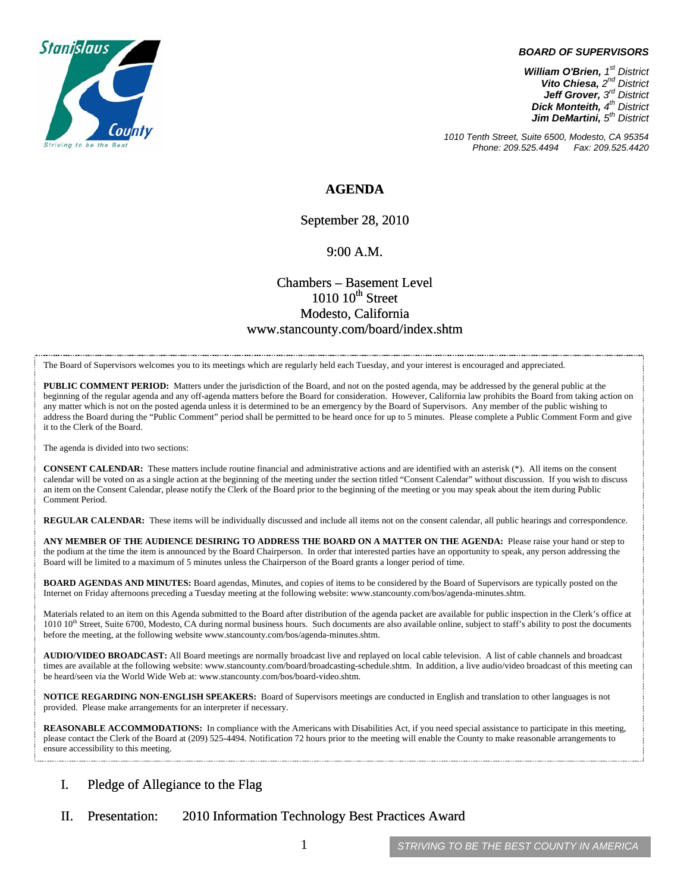Stanislaus County
Striving to be the Best

***BOARD OF SUPERVISORS***

***William O'Brien**, 1st District*
***Vito Chiesa**, 2nd District*
***Jeff Grover**, 3rd District*
***Dick Monteith**, 4th District*
***Jim DeMartini**, 5th District*

*1010 Tenth Street, Suite 6500, Modesto, CA 95354*
*Phone: 209.525.4494 Fax: 209.525.4420*

# AGENDA

September 28, 2010

9:00 A.M.

Chambers – Basement Level
1010 10th Street
Modesto, California
www.stancounty.com/board/index.shtm

The Board of Supervisors welcomes you to its meetings which are regularly held each Tuesday, and your interest is encouraged and appreciated.

**PUBLIC COMMENT PERIOD:** Matters under the jurisdiction of the Board, and not on the posted agenda, may be addressed by the general public at the beginning of the regular agenda and any off-agenda matters before the Board for consideration. However, California law prohibits the Board from taking action on any matter which is not on the posted agenda unless it is determined to be an emergency by the Board of Supervisors. Any member of the public wishing to address the Board during the "Public Comment" period shall be permitted to be heard once for up to 5 minutes. Please complete a Public Comment Form and give it to the Clerk of the Board.

The agenda is divided into two sections:

**CONSENT CALENDAR:** These matters include routine financial and administrative actions and are identified with an asterisk (*). All items on the consent calendar will be voted on as a single action at the beginning of the meeting under the section titled "Consent Calendar" without discussion. If you wish to discuss an item on the Consent Calendar, please notify the Clerk of the Board prior to the beginning of the meeting or you may speak about the item during Public Comment Period.

**REGULAR CALENDAR:** These items will be individually discussed and include all items not on the consent calendar, all public hearings and correspondence.

**ANY MEMBER OF THE AUDIENCE DESIRING TO ADDRESS THE BOARD ON A MATTER ON THE AGENDA:** Please raise your hand or step to the podium at the time the item is announced by the Board Chairperson. In order that interested parties have an opportunity to speak, any person addressing the Board will be limited to a maximum of 5 minutes unless the Chairperson of the Board grants a longer period of time.

**BOARD AGENDAS AND MINUTES:** Board agendas, Minutes, and copies of items to be considered by the Board of Supervisors are typically posted on the Internet on Friday afternoons preceding a Tuesday meeting at the following website: www.stancounty.com/bos/agenda-minutes.shtm.

Materials related to an item on this Agenda submitted to the Board after distribution of the agenda packet are available for public inspection in the Clerk's office at 1010 10th Street, Suite 6700, Modesto, CA during normal business hours. Such documents are also available online, subject to staff's ability to post the documents before the meeting, at the following website www.stancounty.com/bos/agenda-minutes.shtm.

**AUDIO/VIDEO BROADCAST:** All Board meetings are normally broadcast live and replayed on local cable television. A list of cable channels and broadcast times are available at the following website: www.stancounty.com/board/broadcasting-schedule.shtm. In addition, a live audio/video broadcast of this meeting can be heard/seen via the World Wide Web at: www.stancounty.com/bos/board-video.shtm.

**NOTICE REGARDING NON-ENGLISH SPEAKERS:** Board of Supervisors meetings are conducted in English and translation to other languages is not provided. Please make arrangements for an interpreter if necessary.

**REASONABLE ACCOMMODATIONS:** In compliance with the Americans with Disabilities Act, if you need special assistance to participate in this meeting, please contact the Clerk of the Board at (209) 525-4494. Notification 72 hours prior to the meeting will enable the County to make reasonable arrangements to ensure accessibility to this meeting.

I. Pledge of Allegiance to the Flag

II. Presentation: 2010 Information Technology Best Practices Award

*STRIVING TO BE THE BEST COUNTY IN AMERICA*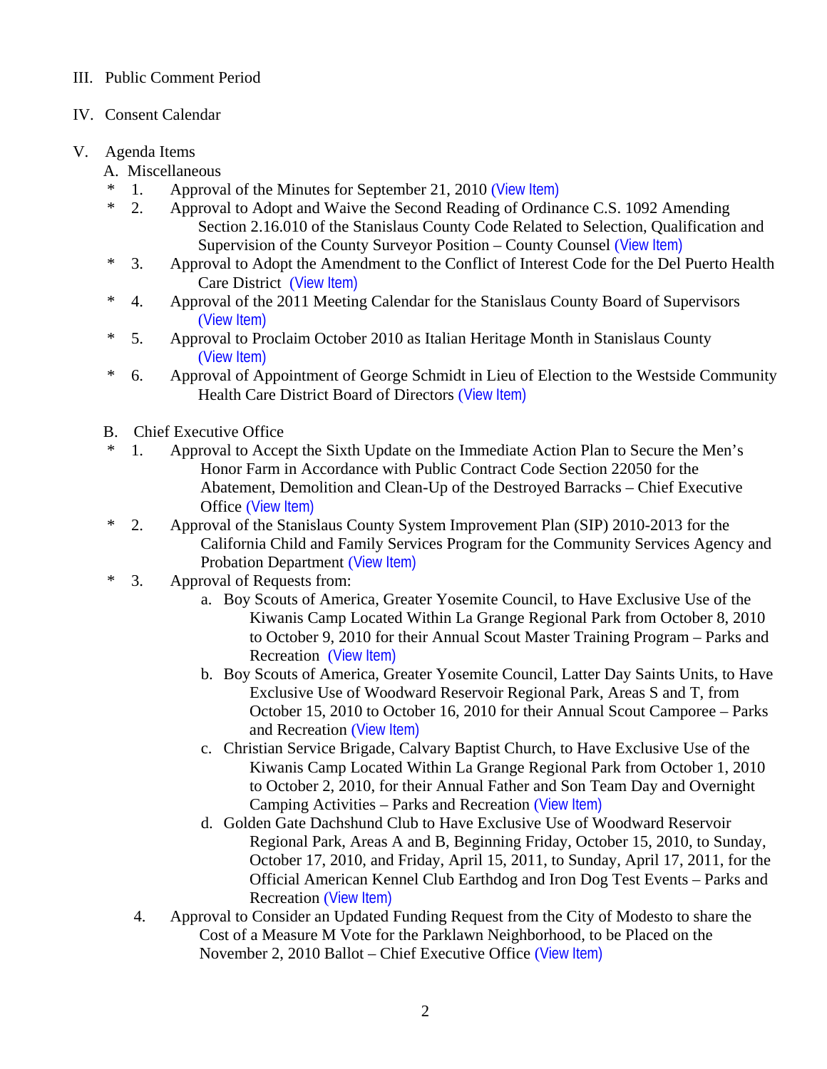III. Public Comment Period

IV. Consent Calendar

V. Agenda Items

A. Miscellaneous

\* 1. Approval of the Minutes for September 21, 2010 (View Item)

\* 2. Approval to Adopt and Waive the Second Reading of Ordinance C.S. 1092 Amending Section 2.16.010 of the Stanislaus County Code Related to Selection, Qualification and Supervision of the County Surveyor Position – County Counsel (View Item)

\* 3. Approval to Adopt the Amendment to the Conflict of Interest Code for the Del Puerto Health Care District (View Item)

\* 4. Approval of the 2011 Meeting Calendar for the Stanislaus County Board of Supervisors (View Item)

\* 5. Approval to Proclaim October 2010 as Italian Heritage Month in Stanislaus County (View Item)

\* 6. Approval of Appointment of George Schmidt in Lieu of Election to the Westside Community Health Care District Board of Directors (View Item)

B. Chief Executive Office

\* 1. Approval to Accept the Sixth Update on the Immediate Action Plan to Secure the Men's Honor Farm in Accordance with Public Contract Code Section 22050 for the Abatement, Demolition and Clean-Up of the Destroyed Barracks – Chief Executive Office (View Item)

\* 2. Approval of the Stanislaus County System Improvement Plan (SIP) 2010-2013 for the California Child and Family Services Program for the Community Services Agency and Probation Department (View Item)

\* 3. Approval of Requests from:

a. Boy Scouts of America, Greater Yosemite Council, to Have Exclusive Use of the Kiwanis Camp Located Within La Grange Regional Park from October 8, 2010 to October 9, 2010 for their Annual Scout Master Training Program – Parks and Recreation (View Item)

b. Boy Scouts of America, Greater Yosemite Council, Latter Day Saints Units, to Have Exclusive Use of Woodward Reservoir Regional Park, Areas S and T, from October 15, 2010 to October 16, 2010 for their Annual Scout Camporee – Parks and Recreation (View Item)

c. Christian Service Brigade, Calvary Baptist Church, to Have Exclusive Use of the Kiwanis Camp Located Within La Grange Regional Park from October 1, 2010 to October 2, 2010, for their Annual Father and Son Team Day and Overnight Camping Activities – Parks and Recreation (View Item)

d. Golden Gate Dachshund Club to Have Exclusive Use of Woodward Reservoir Regional Park, Areas A and B, Beginning Friday, October 15, 2010, to Sunday, October 17, 2010, and Friday, April 15, 2011, to Sunday, April 17, 2011, for the Official American Kennel Club Earthdog and Iron Dog Test Events – Parks and Recreation (View Item)

4. Approval to Consider an Updated Funding Request from the City of Modesto to share the Cost of a Measure M Vote for the Parklawn Neighborhood, to be Placed on the November 2, 2010 Ballot – Chief Executive Office (View Item)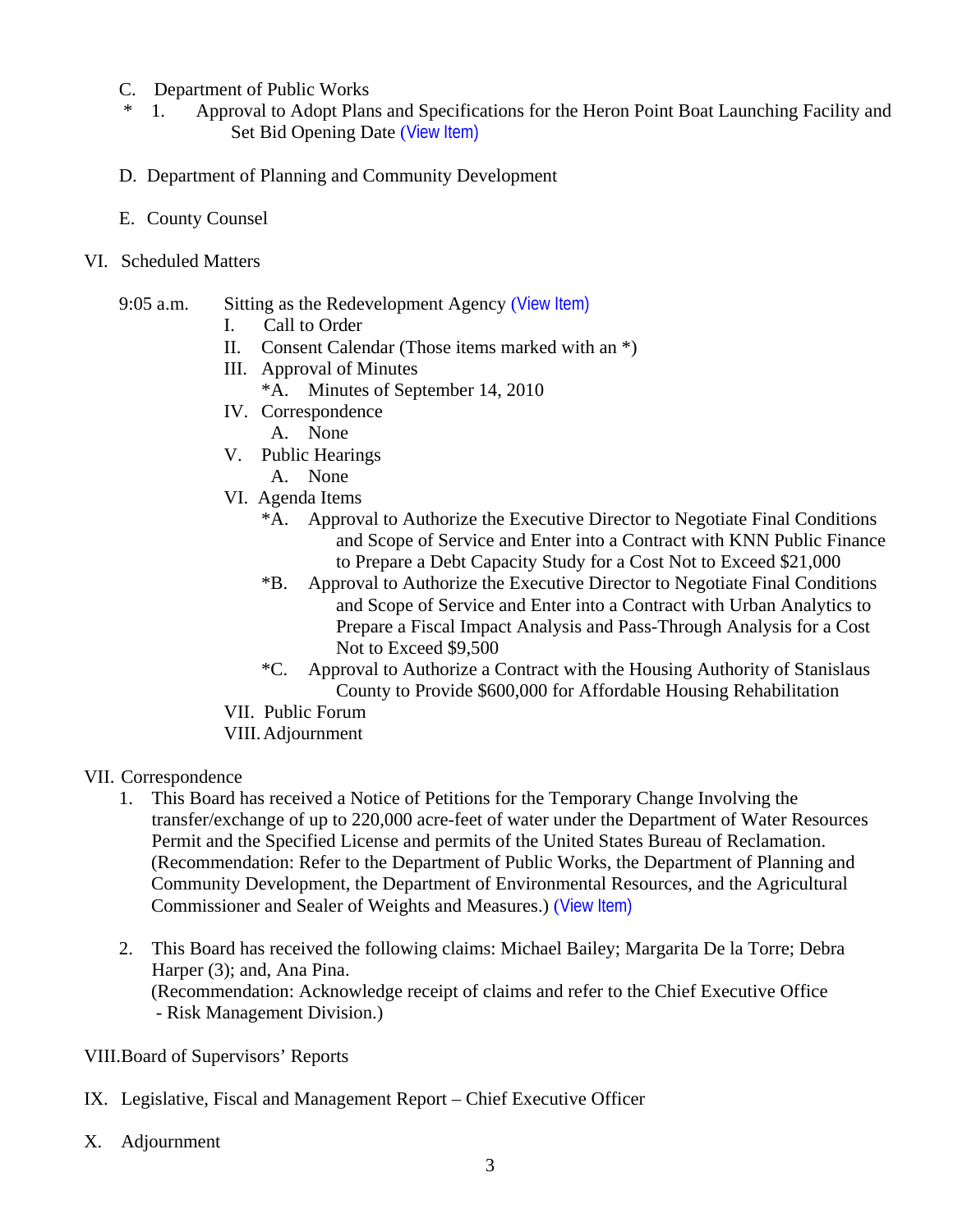C. Department of Public Works

\* 1. Approval to Adopt Plans and Specifications for the Heron Point Boat Launching Facility and Set Bid Opening Date (View Item)

D. Department of Planning and Community Development

E. County Counsel

VI. Scheduled Matters

9:05 a.m. Sitting as the Redevelopment Agency (View Item)

I. Call to Order

II. Consent Calendar (Those items marked with an *)

III. Approval of Minutes

*A. Minutes of September 14, 2010

IV. Correspondence

A. None

V. Public Hearings

A. None

VI. Agenda Items

*A. Approval to Authorize the Executive Director to Negotiate Final Conditions and Scope of Service and Enter into a Contract with KNN Public Finance to Prepare a Debt Capacity Study for a Cost Not to Exceed $21,000

*B. Approval to Authorize the Executive Director to Negotiate Final Conditions and Scope of Service and Enter into a Contract with Urban Analytics to Prepare a Fiscal Impact Analysis and Pass-Through Analysis for a Cost Not to Exceed $9,500

*C. Approval to Authorize a Contract with the Housing Authority of Stanislaus County to Provide $600,000 for Affordable Housing Rehabilitation

VII. Public Forum

VIII. Adjournment

VII. Correspondence

1. This Board has received a Notice of Petitions for the Temporary Change Involving the transfer/exchange of up to 220,000 acre-feet of water under the Department of Water Resources Permit and the Specified License and permits of the United States Bureau of Reclamation. (Recommendation: Refer to the Department of Public Works, the Department of Planning and Community Development, the Department of Environmental Resources, and the Agricultural Commissioner and Sealer of Weights and Measures.) (View Item)

2. This Board has received the following claims: Michael Bailey; Margarita De la Torre; Debra Harper (3); and, Ana Pina.
(Recommendation: Acknowledge receipt of claims and refer to the Chief Executive Office - Risk Management Division.)

VIII. Board of Supervisors' Reports

IX. Legislative, Fiscal and Management Report – Chief Executive Officer

X. Adjournment